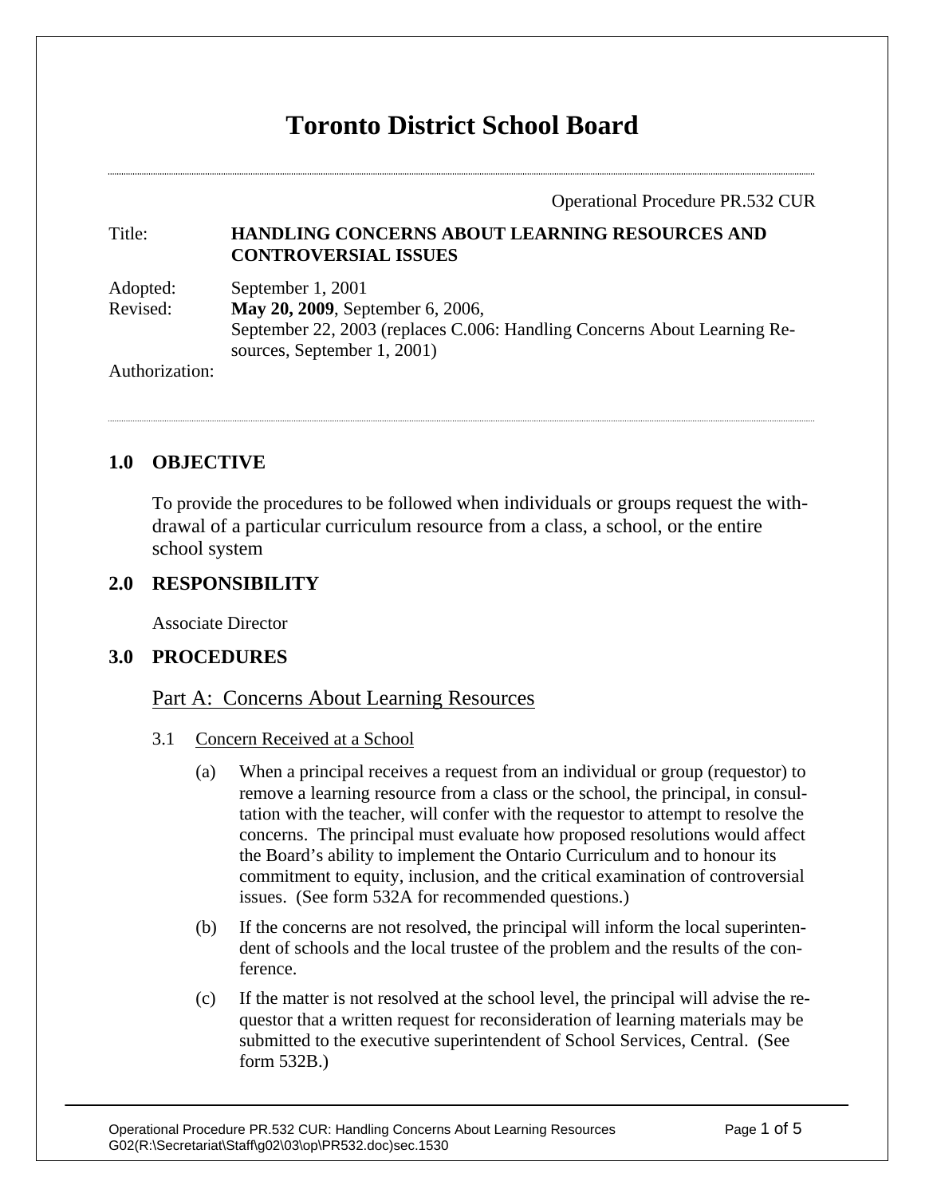# Toronto District School Board

Operational Procedure PR.532 CUR

| | |
|---|---|
| Title: | **HANDLING CONCERNS ABOUT LEARNING RESOURCES AND CONTROVERSIAL ISSUES** |
| Adopted: | September 1, 2001 |
| Revised: | **May 20, 2009**, September 6, 2006, September 22, 2003 (replaces C.006: Handling Concerns About Learning Resources, September 1, 2001) |
| Authorization: | |

## 1.0 OBJECTIVE

To provide the procedures to be followed when individuals or groups request the withdrawal of a particular curriculum resource from a class, a school, or the entire school system

## 2.0 RESPONSIBILITY

Associate Director

## 3.0 PROCEDURES

### Part A: Concerns About Learning Resources

3.1 Concern Received at a School

(a) When a principal receives a request from an individual or group (requestor) to remove a learning resource from a class or the school, the principal, in consultation with the teacher, will confer with the requestor to attempt to resolve the concerns. The principal must evaluate how proposed resolutions would affect the Board's ability to implement the Ontario Curriculum and to honour its commitment to equity, inclusion, and the critical examination of controversial issues. (See form 532A for recommended questions.)

(b) If the concerns are not resolved, the principal will inform the local superintendent of schools and the local trustee of the problem and the results of the conference.

(c) If the matter is not resolved at the school level, the principal will advise the requestor that a written request for reconsideration of learning materials may be submitted to the executive superintendent of School Services, Central. (See form 532B.)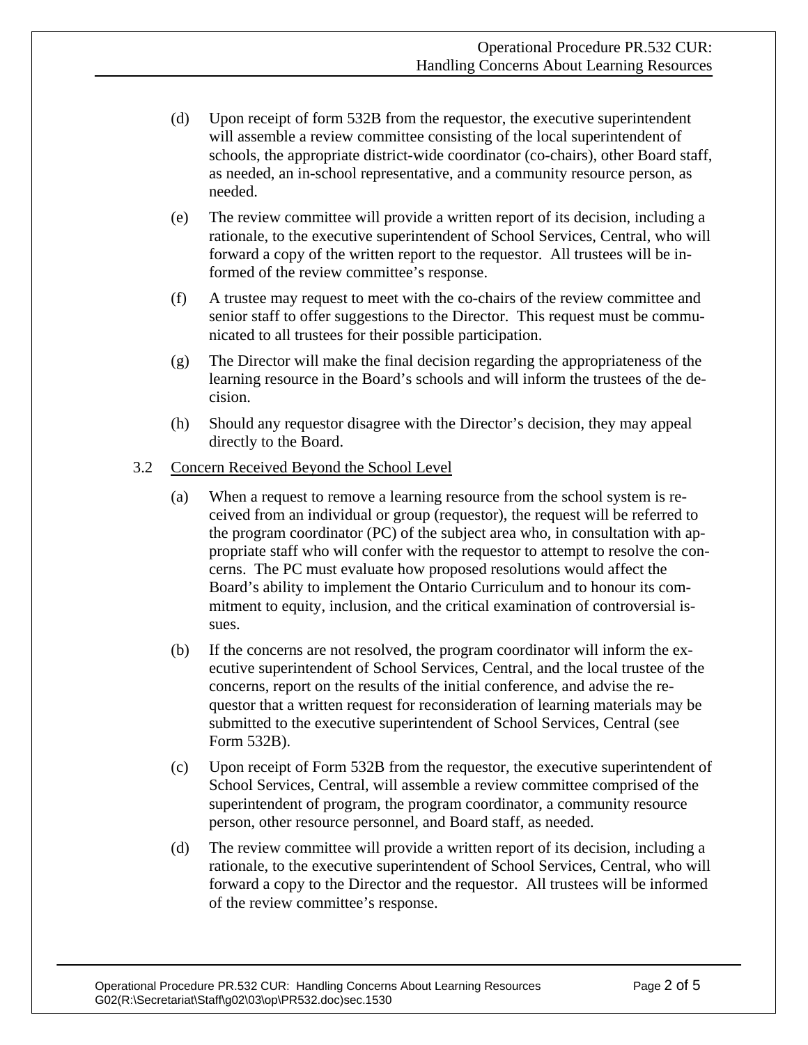(d) Upon receipt of form 532B from the requestor, the executive superintendent will assemble a review committee consisting of the local superintendent of schools, the appropriate district-wide coordinator (co-chairs), other Board staff, as needed, an in-school representative, and a community resource person, as needed.

(e) The review committee will provide a written report of its decision, including a rationale, to the executive superintendent of School Services, Central, who will forward a copy of the written report to the requestor. All trustees will be informed of the review committee's response.

(f) A trustee may request to meet with the co-chairs of the review committee and senior staff to offer suggestions to the Director. This request must be communicated to all trustees for their possible participation.

(g) The Director will make the final decision regarding the appropriateness of the learning resource in the Board's schools and will inform the trustees of the decision.

(h) Should any requestor disagree with the Director's decision, they may appeal directly to the Board.

3.2 <u>Concern Received Beyond the School Level</u>

(a) When a request to remove a learning resource from the school system is received from an individual or group (requestor), the request will be referred to the program coordinator (PC) of the subject area who, in consultation with appropriate staff who will confer with the requestor to attempt to resolve the concerns. The PC must evaluate how proposed resolutions would affect the Board's ability to implement the Ontario Curriculum and to honour its commitment to equity, inclusion, and the critical examination of controversial issues.

(b) If the concerns are not resolved, the program coordinator will inform the executive superintendent of School Services, Central, and the local trustee of the concerns, report on the results of the initial conference, and advise the requestor that a written request for reconsideration of learning materials may be submitted to the executive superintendent of School Services, Central (see Form 532B).

(c) Upon receipt of Form 532B from the requestor, the executive superintendent of School Services, Central, will assemble a review committee comprised of the superintendent of program, the program coordinator, a community resource person, other resource personnel, and Board staff, as needed.

(d) The review committee will provide a written report of its decision, including a rationale, to the executive superintendent of School Services, Central, who will forward a copy to the Director and the requestor. All trustees will be informed of the review committee's response.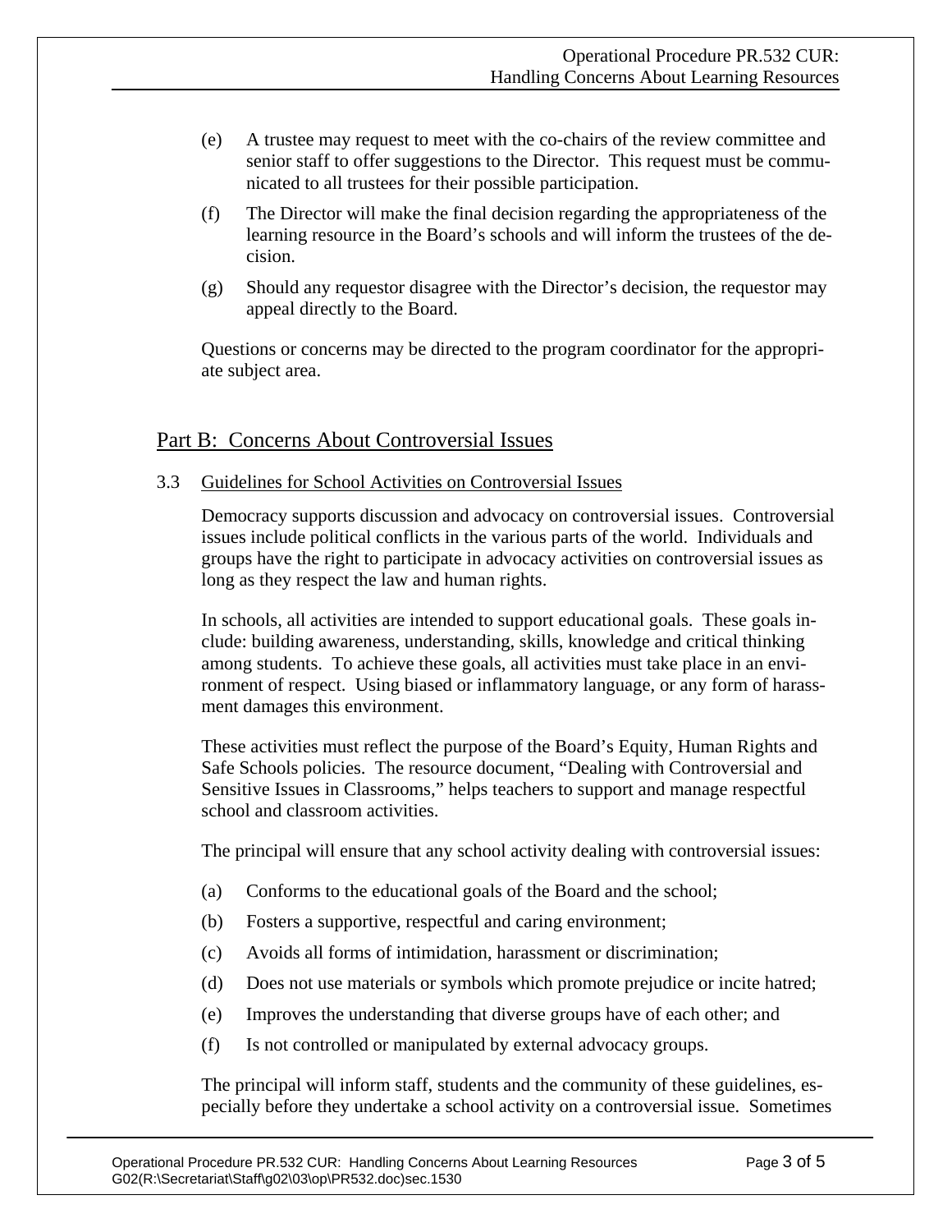(e) A trustee may request to meet with the co-chairs of the review committee and senior staff to offer suggestions to the Director. This request must be communicated to all trustees for their possible participation.

(f) The Director will make the final decision regarding the appropriateness of the learning resource in the Board's schools and will inform the trustees of the decision.

(g) Should any requestor disagree with the Director's decision, the requestor may appeal directly to the Board.

Questions or concerns may be directed to the program coordinator for the appropriate subject area.

## Part B: Concerns About Controversial Issues

### 3.3 Guidelines for School Activities on Controversial Issues

Democracy supports discussion and advocacy on controversial issues. Controversial issues include political conflicts in the various parts of the world. Individuals and groups have the right to participate in advocacy activities on controversial issues as long as they respect the law and human rights.

In schools, all activities are intended to support educational goals. These goals include: building awareness, understanding, skills, knowledge and critical thinking among students. To achieve these goals, all activities must take place in an environment of respect. Using biased or inflammatory language, or any form of harassment damages this environment.

These activities must reflect the purpose of the Board's Equity, Human Rights and Safe Schools policies. The resource document, "Dealing with Controversial and Sensitive Issues in Classrooms," helps teachers to support and manage respectful school and classroom activities.

The principal will ensure that any school activity dealing with controversial issues:

(a) Conforms to the educational goals of the Board and the school;

(b) Fosters a supportive, respectful and caring environment;

(c) Avoids all forms of intimidation, harassment or discrimination;

(d) Does not use materials or symbols which promote prejudice or incite hatred;

(e) Improves the understanding that diverse groups have of each other; and

(f) Is not controlled or manipulated by external advocacy groups.

The principal will inform staff, students and the community of these guidelines, especially before they undertake a school activity on a controversial issue. Sometimes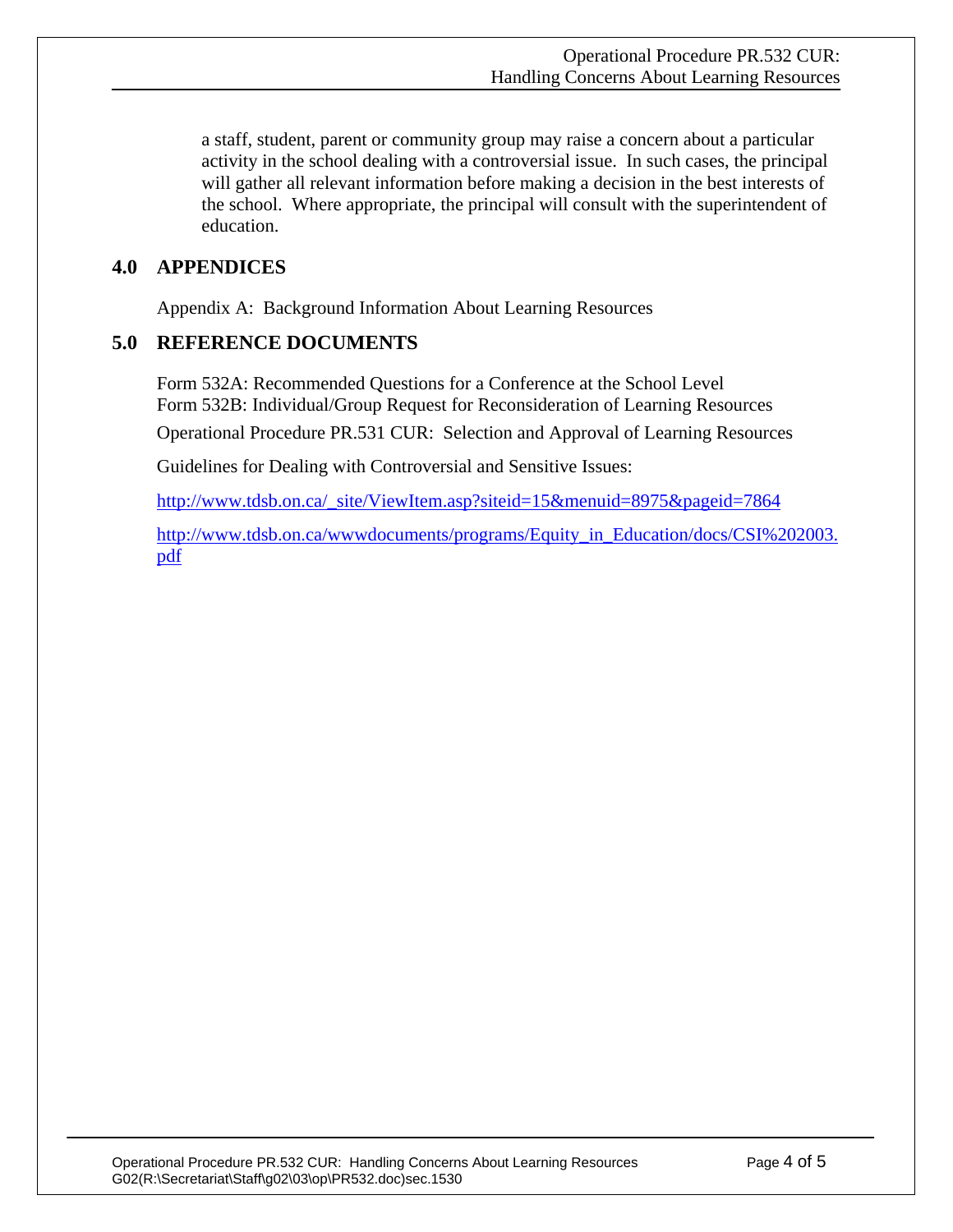a staff, student, parent or community group may raise a concern about a particular activity in the school dealing with a controversial issue. In such cases, the principal will gather all relevant information before making a decision in the best interests of the school. Where appropriate, the principal will consult with the superintendent of education.

## 4.0 APPENDICES

Appendix A: Background Information About Learning Resources

## 5.0 REFERENCE DOCUMENTS

Form 532A: Recommended Questions for a Conference at the School Level
Form 532B: Individual/Group Request for Reconsideration of Learning Resources

Operational Procedure PR.531 CUR: Selection and Approval of Learning Resources

Guidelines for Dealing with Controversial and Sensitive Issues:

http://www.tdsb.on.ca/_site/ViewItem.asp?siteid=15&menuid=8975&pageid=7864

http://www.tdsb.on.ca/wwwdocuments/programs/Equity_in_Education/docs/CSI%202003.pdf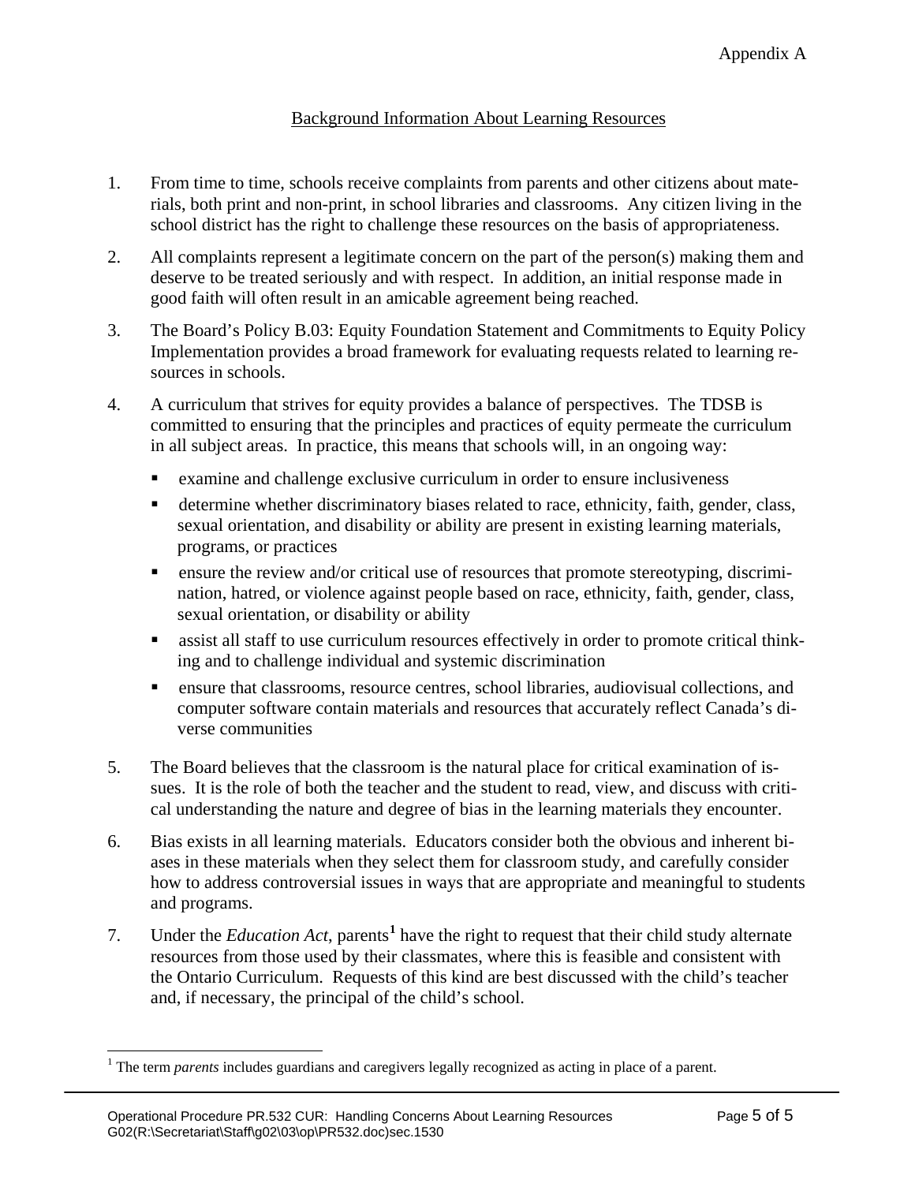Appendix A

## Background Information About Learning Resources

1. From time to time, schools receive complaints from parents and other citizens about materials, both print and non-print, in school libraries and classrooms. Any citizen living in the school district has the right to challenge these resources on the basis of appropriateness.

2. All complaints represent a legitimate concern on the part of the person(s) making them and deserve to be treated seriously and with respect. In addition, an initial response made in good faith will often result in an amicable agreement being reached.

3. The Board's Policy B.03: Equity Foundation Statement and Commitments to Equity Policy Implementation provides a broad framework for evaluating requests related to learning resources in schools.

4. A curriculum that strives for equity provides a balance of perspectives. The TDSB is committed to ensuring that the principles and practices of equity permeate the curriculum in all subject areas. In practice, this means that schools will, in an ongoing way:
   - examine and challenge exclusive curriculum in order to ensure inclusiveness
   - determine whether discriminatory biases related to race, ethnicity, faith, gender, class, sexual orientation, and disability or ability are present in existing learning materials, programs, or practices
   - ensure the review and/or critical use of resources that promote stereotyping, discrimination, hatred, or violence against people based on race, ethnicity, faith, gender, class, sexual orientation, or disability or ability
   - assist all staff to use curriculum resources effectively in order to promote critical thinking and to challenge individual and systemic discrimination
   - ensure that classrooms, resource centres, school libraries, audiovisual collections, and computer software contain materials and resources that accurately reflect Canada's diverse communities

5. The Board believes that the classroom is the natural place for critical examination of issues. It is the role of both the teacher and the student to read, view, and discuss with critical understanding the nature and degree of bias in the learning materials they encounter.

6. Bias exists in all learning materials. Educators consider both the obvious and inherent biases in these materials when they select them for classroom study, and carefully consider how to address controversial issues in ways that are appropriate and meaningful to students and programs.

7. Under the *Education Act*, parents[1] have the right to request that their child study alternate resources from those used by their classmates, where this is feasible and consistent with the Ontario Curriculum. Requests of this kind are best discussed with the child's teacher and, if necessary, the principal of the child's school.

---

[1] The term *parents* includes guardians and caregivers legally recognized as acting in place of a parent.